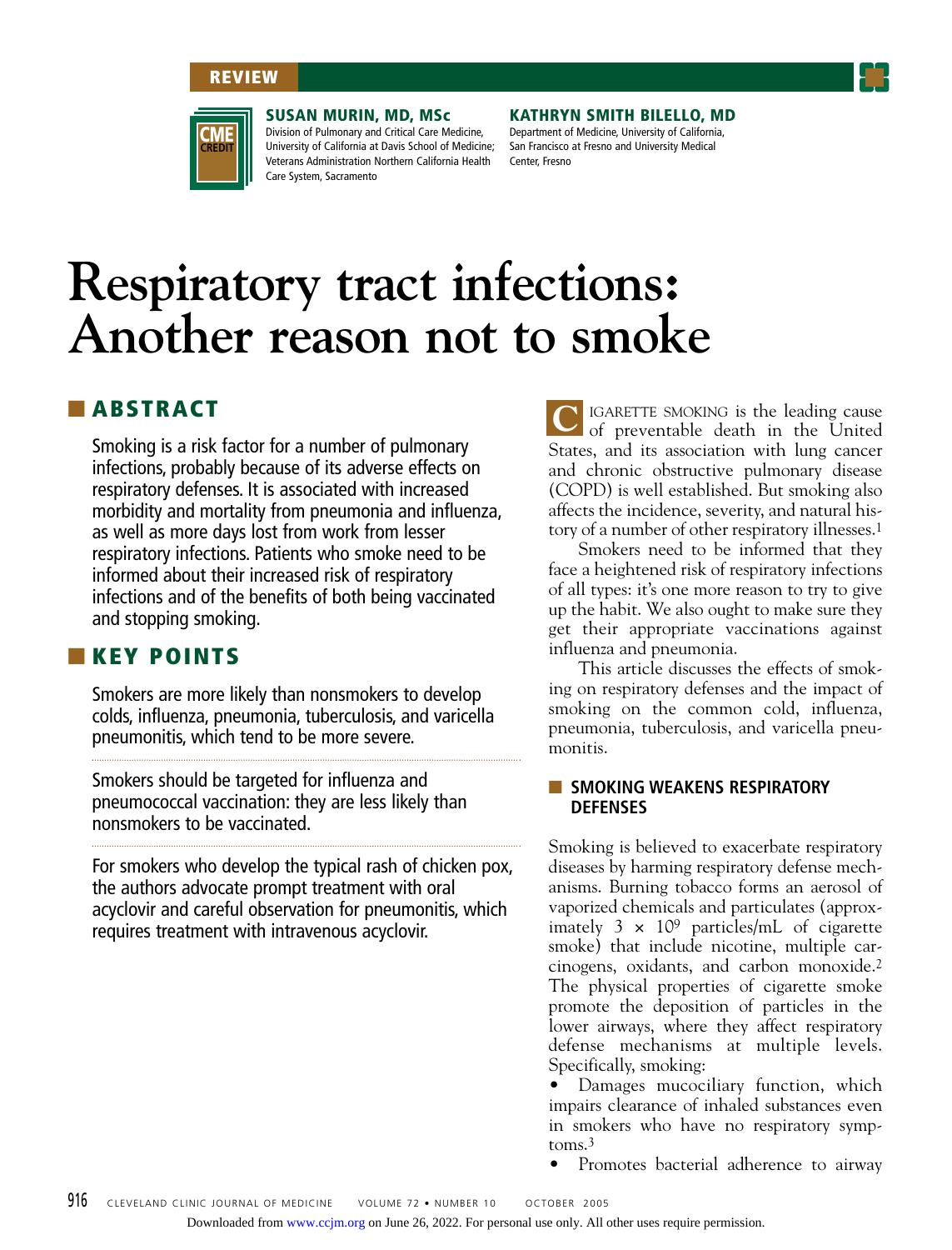REVIEW

CME CREDIT

**SUSAN MURIN, MD, MSc**
Division of Pulmonary and Critical Care Medicine, University of California at Davis School of Medicine; Veterans Administration Northern California Health Care System, Sacramento

**KATHRYN SMITH BILELLO, MD**
Department of Medicine, University of California, San Francisco at Fresno and University Medical Center, Fresno

# Respiratory tract infections: Another reason not to smoke

## ABSTRACT

Smoking is a risk factor for a number of pulmonary infections, probably because of its adverse effects on respiratory defenses. It is associated with increased morbidity and mortality from pneumonia and influenza, as well as more days lost from work from lesser respiratory infections. Patients who smoke need to be informed about their increased risk of respiratory infections and of the benefits of both being vaccinated and stopping smoking.

## KEY POINTS

Smokers are more likely than nonsmokers to develop colds, influenza, pneumonia, tuberculosis, and varicella pneumonitis, which tend to be more severe.

Smokers should be targeted for influenza and pneumococcal vaccination: they are less likely than nonsmokers to be vaccinated.

For smokers who develop the typical rash of chicken pox, the authors advocate prompt treatment with oral acyclovir and careful observation for pneumonitis, which requires treatment with intravenous acyclovir.

CIGARETTE SMOKING is the leading cause of preventable death in the United States, and its association with lung cancer and chronic obstructive pulmonary disease (COPD) is well established. But smoking also affects the incidence, severity, and natural history of a number of other respiratory illnesses.[1]

Smokers need to be informed that they face a heightened risk of respiratory infections of all types: it's one more reason to try to give up the habit. We also ought to make sure they get their appropriate vaccinations against influenza and pneumonia.

This article discusses the effects of smoking on respiratory defenses and the impact of smoking on the common cold, influenza, pneumonia, tuberculosis, and varicella pneumonitis.

## SMOKING WEAKENS RESPIRATORY DEFENSES

Smoking is believed to exacerbate respiratory diseases by harming respiratory defense mechanisms. Burning tobacco forms an aerosol of vaporized chemicals and particulates (approximately $3 \times 10^9$ particles/mL of cigarette smoke) that include nicotine, multiple carcinogens, oxidants, and carbon monoxide.[2] The physical properties of cigarette smoke promote the deposition of particles in the lower airways, where they affect respiratory defense mechanisms at multiple levels. Specifically, smoking:

- Damages mucociliary function, which impairs clearance of inhaled substances even in smokers who have no respiratory symptoms.[3]
- Promotes bacterial adherence to airway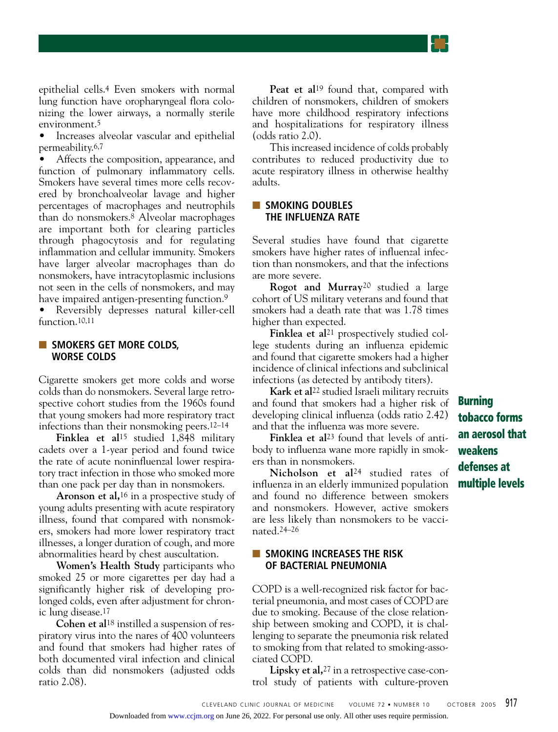epithelial cells.[4] Even smokers with normal lung function have oropharyngeal flora colonizing the lower airways, a normally sterile environment.[5]

- Increases alveolar vascular and epithelial permeability.[6,7]
- Affects the composition, appearance, and function of pulmonary inflammatory cells. Smokers have several times more cells recovered by bronchoalveolar lavage and higher percentages of macrophages and neutrophils than do nonsmokers.[8] Alveolar macrophages are important both for clearing particles through phagocytosis and for regulating inflammation and cellular immunity. Smokers have larger alveolar macrophages than do nonsmokers, have intracytoplasmic inclusions not seen in the cells of nonsmokers, and may have impaired antigen-presenting function.[9]
- Reversibly depresses natural killer-cell function.[10,11]

## SMOKERS GET MORE COLDS, WORSE COLDS

Cigarette smokers get more colds and worse colds than do nonsmokers. Several large retrospective cohort studies from the 1960s found that young smokers had more respiratory tract infections than their nonsmoking peers.[12–14]

**Finklea et al**[15] studied 1,848 military cadets over a 1-year period and found twice the rate of acute noninfluenzal lower respiratory tract infection in those who smoked more than one pack per day than in nonsmokers.

**Aronson et al,**[16] in a prospective study of young adults presenting with acute respiratory illness, found that compared with nonsmokers, smokers had more lower respiratory tract illnesses, a longer duration of cough, and more abnormalities heard by chest auscultation.

**Women's Health Study** participants who smoked 25 or more cigarettes per day had a significantly higher risk of developing prolonged colds, even after adjustment for chronic lung disease.[17]

**Cohen et al**[18] instilled a suspension of respiratory virus into the nares of 400 volunteers and found that smokers had higher rates of both documented viral infection and clinical colds than did nonsmokers (adjusted odds ratio 2.08).

**Peat et al**[19] found that, compared with children of nonsmokers, children of smokers have more childhood respiratory infections and hospitalizations for respiratory illness (odds ratio 2.0).

This increased incidence of colds probably contributes to reduced productivity due to acute respiratory illness in otherwise healthy adults.

## SMOKING DOUBLES THE INFLUENZA RATE

Several studies have found that cigarette smokers have higher rates of influenzal infection than nonsmokers, and that the infections are more severe.

**Rogot and Murray**[20] studied a large cohort of US military veterans and found that smokers had a death rate that was 1.78 times higher than expected.

**Finklea et al**[21] prospectively studied college students during an influenza epidemic and found that cigarette smokers had a higher incidence of clinical infections and subclinical infections (as detected by antibody titers).

**Kark et al**[22] studied Israeli military recruits and found that smokers had a higher risk of developing clinical influenza (odds ratio 2.42) and that the influenza was more severe.

**Finklea et al**[23] found that levels of antibody to influenza wane more rapidly in smokers than in nonsmokers.

**Nicholson et al**[24] studied rates of influenza in an elderly immunized population and found no difference between smokers and nonsmokers. However, active smokers are less likely than nonsmokers to be vaccinated.[24–26]

**Burning tobacco forms an aerosol that weakens defenses at multiple levels**

## SMOKING INCREASES THE RISK OF BACTERIAL PNEUMONIA

COPD is a well-recognized risk factor for bacterial pneumonia, and most cases of COPD are due to smoking. Because of the close relationship between smoking and COPD, it is challenging to separate the pneumonia risk related to smoking from that related to smoking-associated COPD.

**Lipsky et al,**[27] in a retrospective case-control study of patients with culture-proven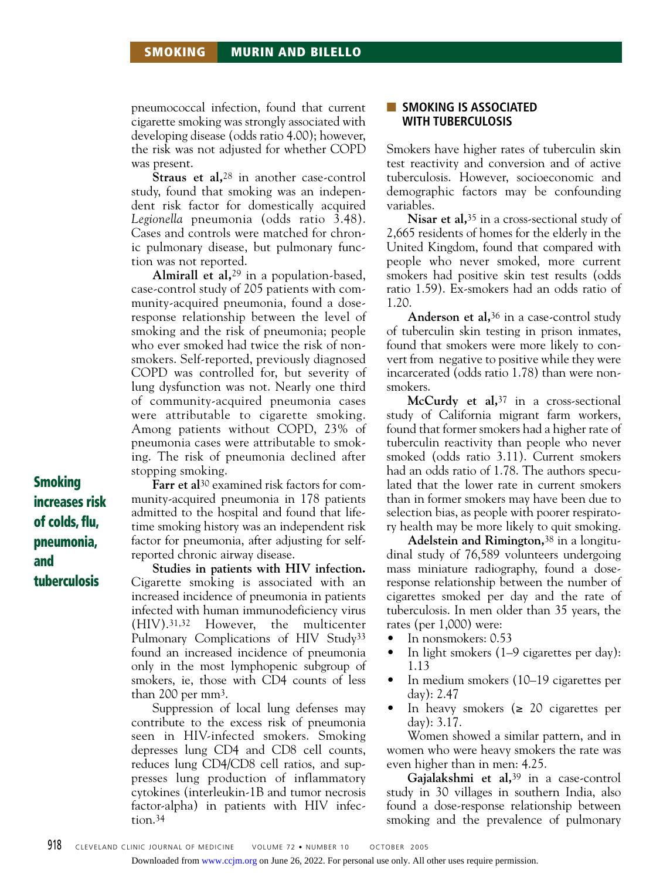pneumococcal infection, found that current cigarette smoking was strongly associated with developing disease (odds ratio 4.00); however, the risk was not adjusted for whether COPD was present.

**Straus et al,**[28] in another case-control study, found that smoking was an independent risk factor for domestically acquired *Legionella* pneumonia (odds ratio 3.48). Cases and controls were matched for chronic pulmonary disease, but pulmonary function was not reported.

**Almirall et al,**[29] in a population-based, case-control study of 205 patients with community-acquired pneumonia, found a dose-response relationship between the level of smoking and the risk of pneumonia; people who ever smoked had twice the risk of nonsmokers. Self-reported, previously diagnosed COPD was controlled for, but severity of lung dysfunction was not. Nearly one third of community-acquired pneumonia cases were attributable to cigarette smoking. Among patients without COPD, 23% of pneumonia cases were attributable to smoking. The risk of pneumonia declined after stopping smoking.

**Smoking increases risk of colds, flu, pneumonia, and tuberculosis**

**Farr et al**[30] examined risk factors for community-acquired pneumonia in 178 patients admitted to the hospital and found that lifetime smoking history was an independent risk factor for pneumonia, after adjusting for self-reported chronic airway disease.

**Studies in patients with HIV infection.** Cigarette smoking is associated with an increased incidence of pneumonia in patients infected with human immunodeficiency virus (HIV).[31,32] However, the multicenter Pulmonary Complications of HIV Study[33] found an increased incidence of pneumonia only in the most lymphopenic subgroup of smokers, ie, those with CD4 counts of less than 200 per $mm^3$.

Suppression of local lung defenses may contribute to the excess risk of pneumonia seen in HIV-infected smokers. Smoking depresses lung CD4 and CD8 cell counts, reduces lung CD4/CD8 cell ratios, and suppresses lung production of inflammatory cytokines (interleukin-1B and tumor necrosis factor-alpha) in patients with HIV infection.[34]

## SMOKING IS ASSOCIATED WITH TUBERCULOSIS

Smokers have higher rates of tuberculin skin test reactivity and conversion and of active tuberculosis. However, socioeconomic and demographic factors may be confounding variables.

**Nisar et al,**[35] in a cross-sectional study of 2,665 residents of homes for the elderly in the United Kingdom, found that compared with people who never smoked, more current smokers had positive skin test results (odds ratio 1.59). Ex-smokers had an odds ratio of 1.20.

**Anderson et al,**[36] in a case-control study of tuberculin skin testing in prison inmates, found that smokers were more likely to convert from negative to positive while they were incarcerated (odds ratio 1.78) than were nonsmokers.

**McCurdy et al,**[37] in a cross-sectional study of California migrant farm workers, found that former smokers had a higher rate of tuberculin reactivity than people who never smoked (odds ratio 3.11). Current smokers had an odds ratio of 1.78. The authors speculated that the lower rate in current smokers than in former smokers may have been due to selection bias, as people with poorer respiratory health may be more likely to quit smoking.

**Adelstein and Rimington,**[38] in a longitudinal study of 76,589 volunteers undergoing mass miniature radiography, found a dose-response relationship between the number of cigarettes smoked per day and the rate of tuberculosis. In men older than 35 years, the rates (per 1,000) were:

- In nonsmokers: 0.53
- In light smokers (1–9 cigarettes per day): 1.13
- In medium smokers (10–19 cigarettes per day): 2.47
- In heavy smokers (≥ 20 cigarettes per day): 3.17.

Women showed a similar pattern, and in women who were heavy smokers the rate was even higher than in men: 4.25.

**Gajalakshmi et al,**[39] in a case-control study in 30 villages in southern India, also found a dose-response relationship between smoking and the prevalence of pulmonary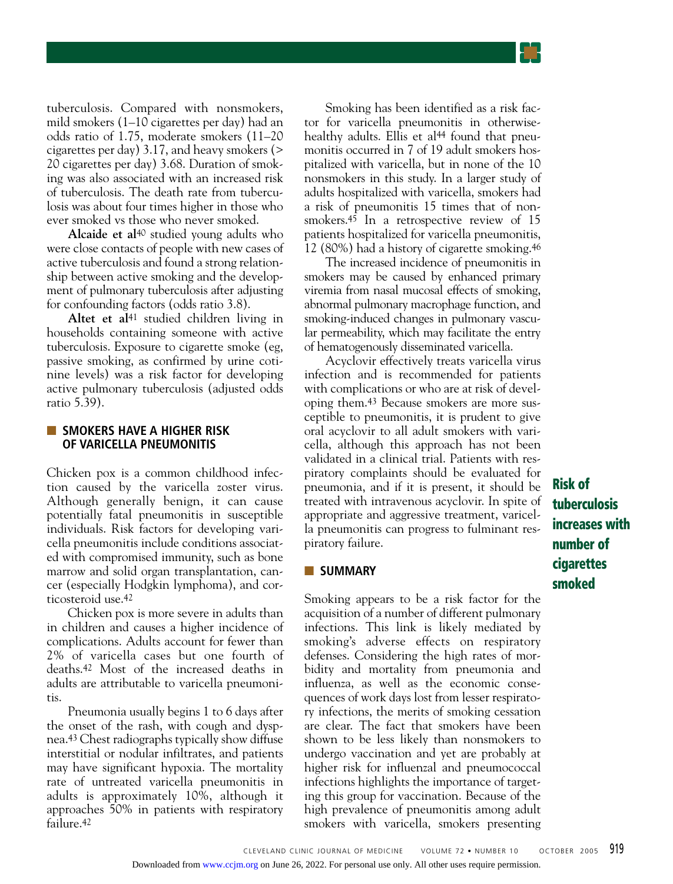tuberculosis. Compared with nonsmokers, mild smokers (1–10 cigarettes per day) had an odds ratio of 1.75, moderate smokers (11–20 cigarettes per day) 3.17, and heavy smokers (> 20 cigarettes per day) 3.68. Duration of smoking was also associated with an increased risk of tuberculosis. The death rate from tuberculosis was about four times higher in those who ever smoked vs those who never smoked.

**Alcaide et al**[40] studied young adults who were close contacts of people with new cases of active tuberculosis and found a strong relationship between active smoking and the development of pulmonary tuberculosis after adjusting for confounding factors (odds ratio 3.8).

**Altet et al**[41] studied children living in households containing someone with active tuberculosis. Exposure to cigarette smoke (eg, passive smoking, as confirmed by urine cotinine levels) was a risk factor for developing active pulmonary tuberculosis (adjusted odds ratio 5.39).

## SMOKERS HAVE A HIGHER RISK OF VARICELLA PNEUMONITIS

Chicken pox is a common childhood infection caused by the varicella zoster virus. Although generally benign, it can cause potentially fatal pneumonitis in susceptible individuals. Risk factors for developing varicella pneumonitis include conditions associated with compromised immunity, such as bone marrow and solid organ transplantation, cancer (especially Hodgkin lymphoma), and corticosteroid use.[42]

Chicken pox is more severe in adults than in children and causes a higher incidence of complications. Adults account for fewer than 2% of varicella cases but one fourth of deaths.[42] Most of the increased deaths in adults are attributable to varicella pneumonitis.

Pneumonia usually begins 1 to 6 days after the onset of the rash, with cough and dyspnea.[43] Chest radiographs typically show diffuse interstitial or nodular infiltrates, and patients may have significant hypoxia. The mortality rate of untreated varicella pneumonitis in adults is approximately 10%, although it approaches 50% in patients with respiratory failure.[42]

Smoking has been identified as a risk factor for varicella pneumonitis in otherwise-healthy adults. Ellis et al[44] found that pneumonitis occurred in 7 of 19 adult smokers hospitalized with varicella, but in none of the 10 nonsmokers in this study. In a larger study of adults hospitalized with varicella, smokers had a risk of pneumonitis 15 times that of nonsmokers.[45] In a retrospective review of 15 patients hospitalized for varicella pneumonitis, 12 (80%) had a history of cigarette smoking.[46]

The increased incidence of pneumonitis in smokers may be caused by enhanced primary viremia from nasal mucosal effects of smoking, abnormal pulmonary macrophage function, and smoking-induced changes in pulmonary vascular permeability, which may facilitate the entry of hematogenously disseminated varicella.

Acyclovir effectively treats varicella virus infection and is recommended for patients with complications or who are at risk of developing them.[43] Because smokers are more susceptible to pneumonitis, it is prudent to give oral acyclovir to all adult smokers with varicella, although this approach has not been validated in a clinical trial. Patients with respiratory complaints should be evaluated for pneumonia, and if it is present, it should be treated with intravenous acyclovir. In spite of appropriate and aggressive treatment, varicella pneumonitis can progress to fulminant respiratory failure.

**Risk of tuberculosis increases with number of cigarettes smoked**

## SUMMARY

Smoking appears to be a risk factor for the acquisition of a number of different pulmonary infections. This link is likely mediated by smoking's adverse effects on respiratory defenses. Considering the high rates of morbidity and mortality from pneumonia and influenza, as well as the economic consequences of work days lost from lesser respiratory infections, the merits of smoking cessation are clear. The fact that smokers have been shown to be less likely than nonsmokers to undergo vaccination and yet are probably at higher risk for influenzal and pneumococcal infections highlights the importance of targeting this group for vaccination. Because of the high prevalence of pneumonitis among adult smokers with varicella, smokers presenting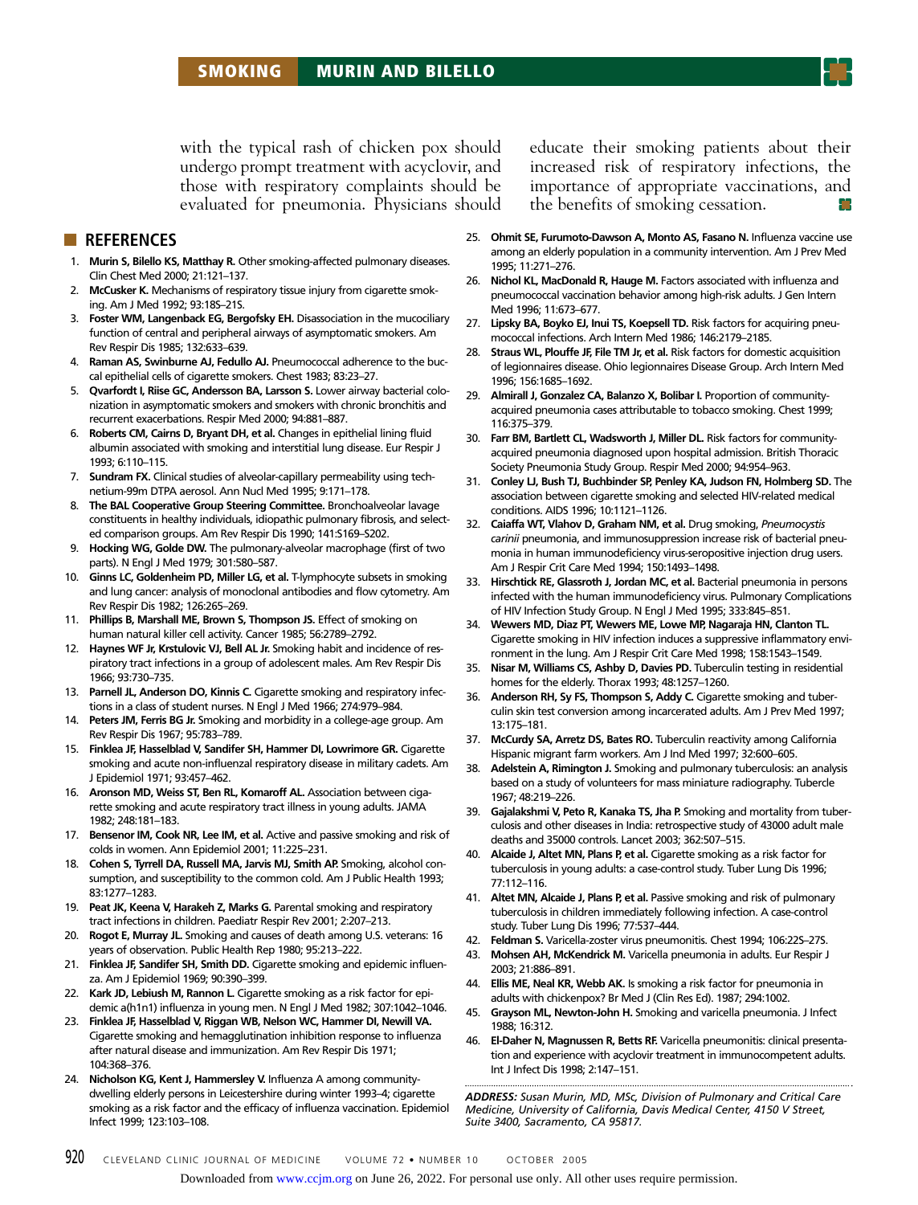with the typical rash of chicken pox should undergo prompt treatment with acyclovir, and those with respiratory complaints should be evaluated for pneumonia. Physicians should educate their smoking patients about their increased risk of respiratory infections, the importance of appropriate vaccinations, and the benefits of smoking cessation.

## REFERENCES

1. **Murin S, Bilello KS, Matthay R.** Other smoking-affected pulmonary diseases. Clin Chest Med 2000; 21:121–137.
2. **McCusker K.** Mechanisms of respiratory tissue injury from cigarette smoking. Am J Med 1992; 93:18S–21S.
3. **Foster WM, Langenback EG, Bergofsky EH.** Disassociation in the mucociliary function of central and peripheral airways of asymptomatic smokers. Am Rev Respir Dis 1985; 132:633–639.
4. **Raman AS, Swinburne AJ, Fedullo AJ.** Pneumococcal adherence to the buccal epithelial cells of cigarette smokers. Chest 1983; 83:23–27.
5. **Qvarfordt I, Riise GC, Andersson BA, Larsson S.** Lower airway bacterial colonization in asymptomatic smokers and smokers with chronic bronchitis and recurrent exacerbations. Respir Med 2000; 94:881–887.
6. **Roberts CM, Cairns D, Bryant DH, et al.** Changes in epithelial lining fluid albumin associated with smoking and interstitial lung disease. Eur Respir J 1993; 6:110–115.
7. **Sundram FX.** Clinical studies of alveolar-capillary permeability using technetium-99m DTPA aerosol. Ann Nucl Med 1995; 9:171–178.
8. **The BAL Cooperative Group Steering Committee.** Bronchoalveolar lavage constituents in healthy individuals, idiopathic pulmonary fibrosis, and selected comparison groups. Am Rev Respir Dis 1990; 141:S169–S202.
9. **Hocking WG, Golde DW.** The pulmonary-alveolar macrophage (first of two parts). N Engl J Med 1979; 301:580–587.
10. **Ginns LC, Goldenheim PD, Miller LG, et al.** T-lymphocyte subsets in smoking and lung cancer: analysis of monoclonal antibodies and flow cytometry. Am Rev Respir Dis 1982; 126:265–269.
11. **Phillips B, Marshall ME, Brown S, Thompson JS.** Effect of smoking on human natural killer cell activity. Cancer 1985; 56:2789–2792.
12. **Haynes WF Jr, Krstulovic VJ, Bell AL Jr.** Smoking habit and incidence of respiratory tract infections in a group of adolescent males. Am Rev Respir Dis 1966; 93:730–735.
13. **Parnell JL, Anderson DO, Kinnis C.** Cigarette smoking and respiratory infections in a class of student nurses. N Engl J Med 1966; 274:979–984.
14. **Peters JM, Ferris BG Jr.** Smoking and morbidity in a college-age group. Am Rev Respir Dis 1967; 95:783–789.
15. **Finklea JF, Hasselblad V, Sandifer SH, Hammer DI, Lowrimore GR.** Cigarette smoking and acute non-influenzal respiratory disease in military cadets. Am J Epidemiol 1971; 93:457–462.
16. **Aronson MD, Weiss ST, Ben RL, Komaroff AL.** Association between cigarette smoking and acute respiratory tract illness in young adults. JAMA 1982; 248:181–183.
17. **Bensenor IM, Cook NR, Lee IM, et al.** Active and passive smoking and risk of colds in women. Ann Epidemiol 2001; 11:225–231.
18. **Cohen S, Tyrrell DA, Russell MA, Jarvis MJ, Smith AP.** Smoking, alcohol consumption, and susceptibility to the common cold. Am J Public Health 1993; 83:1277–1283.
19. **Peat JK, Keena V, Harakeh Z, Marks G.** Parental smoking and respiratory tract infections in children. Paediatr Respir Rev 2001; 2:207–213.
20. **Rogot E, Murray JL.** Smoking and causes of death among U.S. veterans: 16 years of observation. Public Health Rep 1980; 95:213–222.
21. **Finklea JF, Sandifer SH, Smith DD.** Cigarette smoking and epidemic influenza. Am J Epidemiol 1969; 90:390–399.
22. **Kark JD, Lebiush M, Rannon L.** Cigarette smoking as a risk factor for epidemic a(h1n1) influenza in young men. N Engl J Med 1982; 307:1042–1046.
23. **Finklea JF, Hasselblad V, Riggan WB, Nelson WC, Hammer DI, Newill VA.** Cigarette smoking and hemagglutination inhibition response to influenza after natural disease and immunization. Am Rev Respir Dis 1971; 104:368–376.
24. **Nicholson KG, Kent J, Hammersley V.** Influenza A among community-dwelling elderly persons in Leicestershire during winter 1993–4; cigarette smoking as a risk factor and the efficacy of influenza vaccination. Epidemiol Infect 1999; 123:103–108.
25. **Ohmit SE, Furumoto-Dawson A, Monto AS, Fasano N.** Influenza vaccine use among an elderly population in a community intervention. Am J Prev Med 1995; 11:271–276.
26. **Nichol KL, MacDonald R, Hauge M.** Factors associated with influenza and pneumococcal vaccination behavior among high-risk adults. J Gen Intern Med 1996; 11:673–677.
27. **Lipsky BA, Boyko EJ, Inui TS, Koepsell TD.** Risk factors for acquiring pneumococcal infections. Arch Intern Med 1986; 146:2179–2185.
28. **Straus WL, Plouffe JF, File TM Jr, et al.** Risk factors for domestic acquisition of legionnaires disease. Ohio legionnaires Disease Group. Arch Intern Med 1996; 156:1685–1692.
29. **Almirall J, Gonzalez CA, Balanzo X, Bolibar I.** Proportion of community-acquired pneumonia cases attributable to tobacco smoking. Chest 1999; 116:375–379.
30. **Farr BM, Bartlett CL, Wadsworth J, Miller DL.** Risk factors for community-acquired pneumonia diagnosed upon hospital admission. British Thoracic Society Pneumonia Study Group. Respir Med 2000; 94:954–963.
31. **Conley LJ, Bush TJ, Buchbinder SP, Penley KA, Judson FN, Holmberg SD.** The association between cigarette smoking and selected HIV-related medical conditions. AIDS 1996; 10:1121–1126.
32. **Caiaffa WT, Vlahov D, Graham NM, et al.** Drug smoking, *Pneumocystis carinii* pneumonia, and immunosuppression increase risk of bacterial pneumonia in human immunodeficiency virus-seropositive injection drug users. Am J Respir Crit Care Med 1994; 150:1493–1498.
33. **Hirschtick RE, Glassroth J, Jordan MC, et al.** Bacterial pneumonia in persons infected with the human immunodeficiency virus. Pulmonary Complications of HIV Infection Study Group. N Engl J Med 1995; 333:845–851.
34. **Wewers MD, Diaz PT, Wewers ME, Lowe MP, Nagaraja HN, Clanton TL.** Cigarette smoking in HIV infection induces a suppressive inflammatory environment in the lung. Am J Respir Crit Care Med 1998; 158:1543–1549.
35. **Nisar M, Williams CS, Ashby D, Davies PD.** Tuberculin testing in residential homes for the elderly. Thorax 1993; 48:1257–1260.
36. **Anderson RH, Sy FS, Thompson S, Addy C.** Cigarette smoking and tuberculin skin test conversion among incarcerated adults. Am J Prev Med 1997; 13:175–181.
37. **McCurdy SA, Arretz DS, Bates RO.** Tuberculin reactivity among California Hispanic migrant farm workers. Am J Ind Med 1997; 32:600–605.
38. **Adelstein A, Rimington J.** Smoking and pulmonary tuberculosis: an analysis based on a study of volunteers for mass miniature radiography. Tubercle 1967; 48:219–226.
39. **Gajalakshmi V, Peto R, Kanaka TS, Jha P.** Smoking and mortality from tuberculosis and other diseases in India: retrospective study of 43000 adult male deaths and 35000 controls. Lancet 2003; 362:507–515.
40. **Alcaide J, Altet MN, Plans P, et al.** Cigarette smoking as a risk factor for tuberculosis in young adults: a case-control study. Tuber Lung Dis 1996; 77:112–116.
41. **Altet MN, Alcaide J, Plans P, et al.** Passive smoking and risk of pulmonary tuberculosis in children immediately following infection. A case-control study. Tuber Lung Dis 1996; 77:537–544.
42. **Feldman S.** Varicella-zoster virus pneumonitis. Chest 1994; 106:22S–27S.
43. **Mohsen AH, McKendrick M.** Varicella pneumonia in adults. Eur Respir J 2003; 21:886–891.
44. **Ellis ME, Neal KR, Webb AK.** Is smoking a risk factor for pneumonia in adults with chickenpox? Br Med J (Clin Res Ed). 1987; 294:1002.
45. **Grayson ML, Newton-John H.** Smoking and varicella pneumonia. J Infect 1988; 16:312.
46. **El-Daher N, Magnussen R, Betts RF.** Varicella pneumonitis: clinical presentation and experience with acyclovir treatment in immunocompetent adults. Int J Infect Dis 1998; 2:147–151.

*ADDRESS: Susan Murin, MD, MSc, Division of Pulmonary and Critical Care Medicine, University of California, Davis Medical Center, 4150 V Street, Suite 3400, Sacramento, CA 95817.*